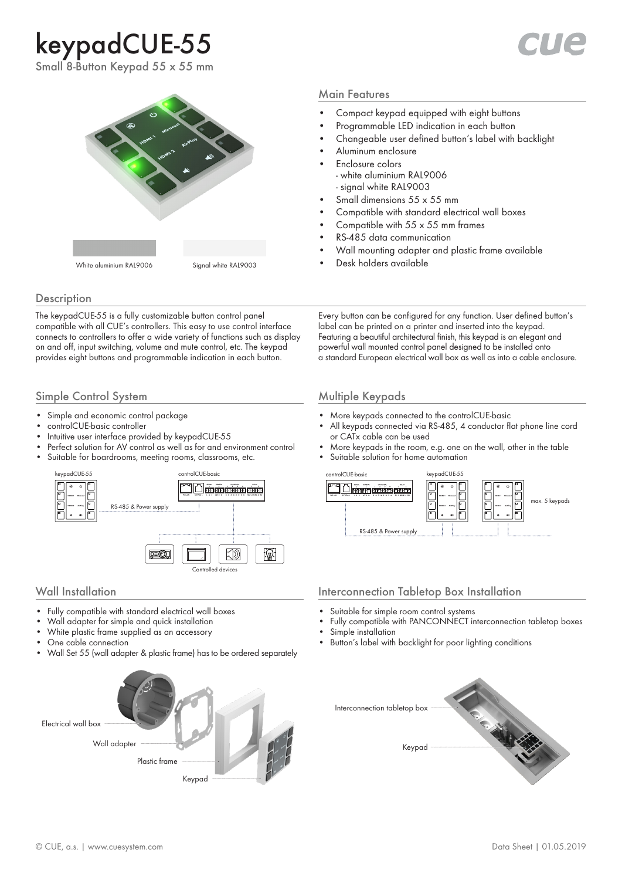# keypadCUE-55

Small 8-Button Keypad 55 x 55 mm

White aluminium RAL9006

Signal white RAL9003

## Main Features

- Compact keypad equipped with eight buttons
- Programmable LED indication in each button
- Changeable user defined button's label with backlight
- Aluminum enclosure
- Enclosure colors
  - white aluminium RAL9006
  - signal white RAL9003
- Small dimensions 55 x 55 mm
- Compatible with standard electrical wall boxes
- Compatible with 55 x 55 mm frames
- RS-485 data communication
- Wall mounting adapter and plastic frame available
- Desk holders available

## Description

The keypadCUE-55 is a fully customizable button control panel compatible with all CUE's controllers. This easy to use control interface connects to controllers to offer a wide variety of functions such as display on and off, input switching, volume and mute control, etc. The keypad provides eight buttons and programmable indication in each button.

Every button can be configured for any function. User defined button's label can be printed on a printer and inserted into the keypad. Featuring a beautiful architectural finish, this keypad is an elegant and powerful wall mounted control panel designed to be installed onto a standard European electrical wall box as well as into a cable enclosure.

## Simple Control System

- Simple and economic control package
- controlCUE-basic controller
- Intuitive user interface provided by keypadCUE-55
- Perfect solution for AV control as well as for and environment control
- Suitable for boardrooms, meeting rooms, classrooms, etc.

keypadCUE-55 — controlCUE-basic

RS-485 & Power supply

Controlled devices

## Multiple Keypads

- More keypads connected to the controlCUE-basic
- All keypads connected via RS-485, 4 conductor flat phone line cord or CATx cable can be used
- More keypads in the room, e.g. one on the wall, other in the table
- Suitable solution for home automation

controlCUE-basic — keypadCUE-55

max. 5 keypads

RS-485 & Power supply

## Wall Installation

- Fully compatible with standard electrical wall boxes
- Wall adapter for simple and quick installation
- White plastic frame supplied as an accessory
- One cable connection
- Wall Set 55 (wall adapter & plastic frame) has to be ordered separately

Electrical wall box

Wall adapter

Plastic frame

Keypad

## Interconnection Tabletop Box Installation

- Suitable for simple room control systems
- Fully compatible with PANCONNECT interconnection tabletop boxes
- Simple installation
- Button's label with backlight for poor lighting conditions

Interconnection tabletop box

Keypad

© CUE, a.s. | www.cuesystem.com

Data Sheet | 01.05.2019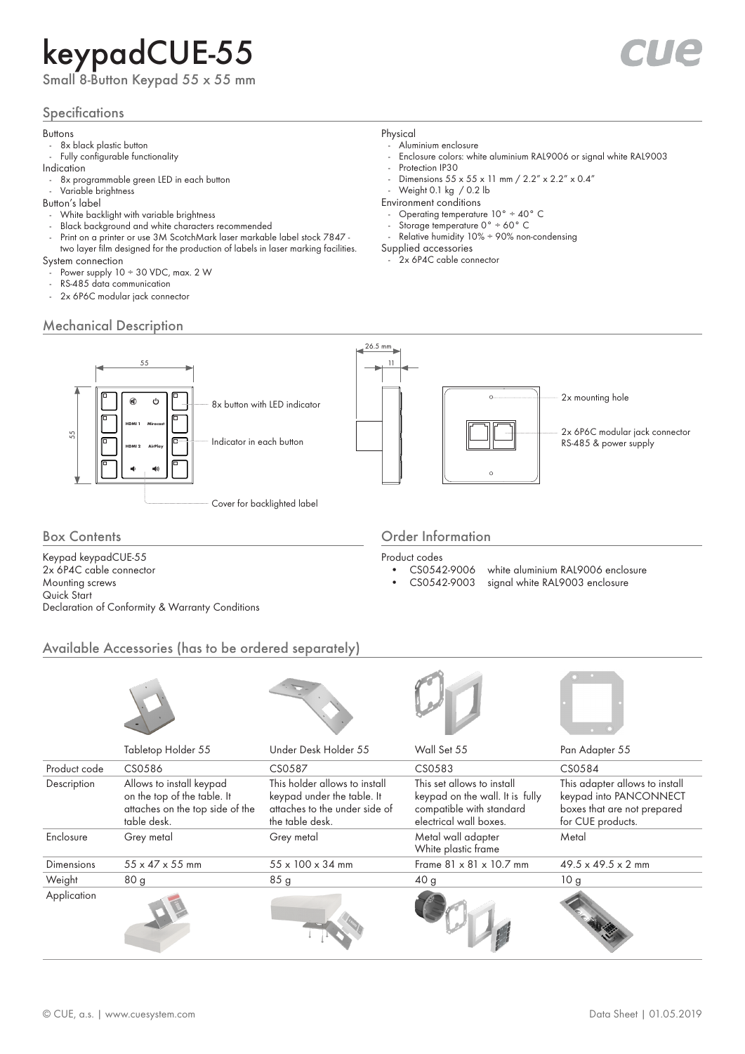# keypadCUE-55

Small 8-Button Keypad 55 x 55 mm

## Specifications

Buttons
- 8x black plastic button
- Fully configurable functionality

Indication
- 8x programmable green LED in each button
- Variable brightness

Button's label
- White backlight with variable brightness
- Black background and white characters recommended
- Print on a printer or use 3M ScotchMark laser markable label stock 7847 - two layer film designed for the production of labels in laser marking facilities.

System connection
- Power supply 10 ÷ 30 VDC, max. 2 W
- RS-485 data communication
- 2x 6P6C modular jack connector

Physical
- Aluminium enclosure
- Enclosure colors: white aluminium RAL9006 or signal white RAL9003
- Protection IP30
- Dimensions 55 x 55 x 11 mm / 2.2" x 2.2" x 0.4"
- Weight 0.1 kg / 0.2 lb

Environment conditions
- Operating temperature 10° ÷ 40° C
- Storage temperature 0° ÷ 60° C
- Relative humidity 10% ÷ 90% non-condensing

Supplied accessories
- 2x 6P4C cable connector

## Mechanical Description

55

55

HDMI 1

Miracast

HDMI 2

AirPlay

8x button with LED indicator

Indicator in each button

Cover for backlighted label

26.5 mm

11

2x mounting hole

2x 6P6C modular jack connector RS-485 & power supply

## Box Contents

Keypad keypadCUE-55
2x 6P4C cable connector
Mounting screws
Quick Start
Declaration of Conformity & Warranty Conditions

## Order Information

Product codes
- CS0542-9006 white aluminium RAL9006 enclosure
- CS0542-9003 signal white RAL9003 enclosure

## Available Accessories (has to be ordered separately)

| | Tabletop Holder 55 | Under Desk Holder 55 | Wall Set 55 | Pan Adapter 55 |
|---|---|---|---|---|
| Product code | CS0586 | CS0587 | CS0583 | CS0584 |
| Description | Allows to install keypad on the top of the table. It attaches on the top side of the table desk. | This holder allows to install keypad under the table. It attaches to the under side of the table desk. | This set allows to install keypad on the wall. It is fully compatible with standard electrical wall boxes. | This adapter allows to install keypad into PANCONNECT boxes that are not prepared for CUE products. |
| Enclosure | Grey metal | Grey metal | Metal wall adapter White plastic frame | Metal |
| Dimensions | 55 x 47 x 55 mm | 55 x 100 x 34 mm | Frame 81 x 81 x 10.7 mm | 49.5 x 49.5 x 2 mm |
| Weight | 80 g | 85 g | 40 g | 10 g |
| Application | | | | |

© CUE, a.s. | www.cuesystem.com

Data Sheet | 01.05.2019